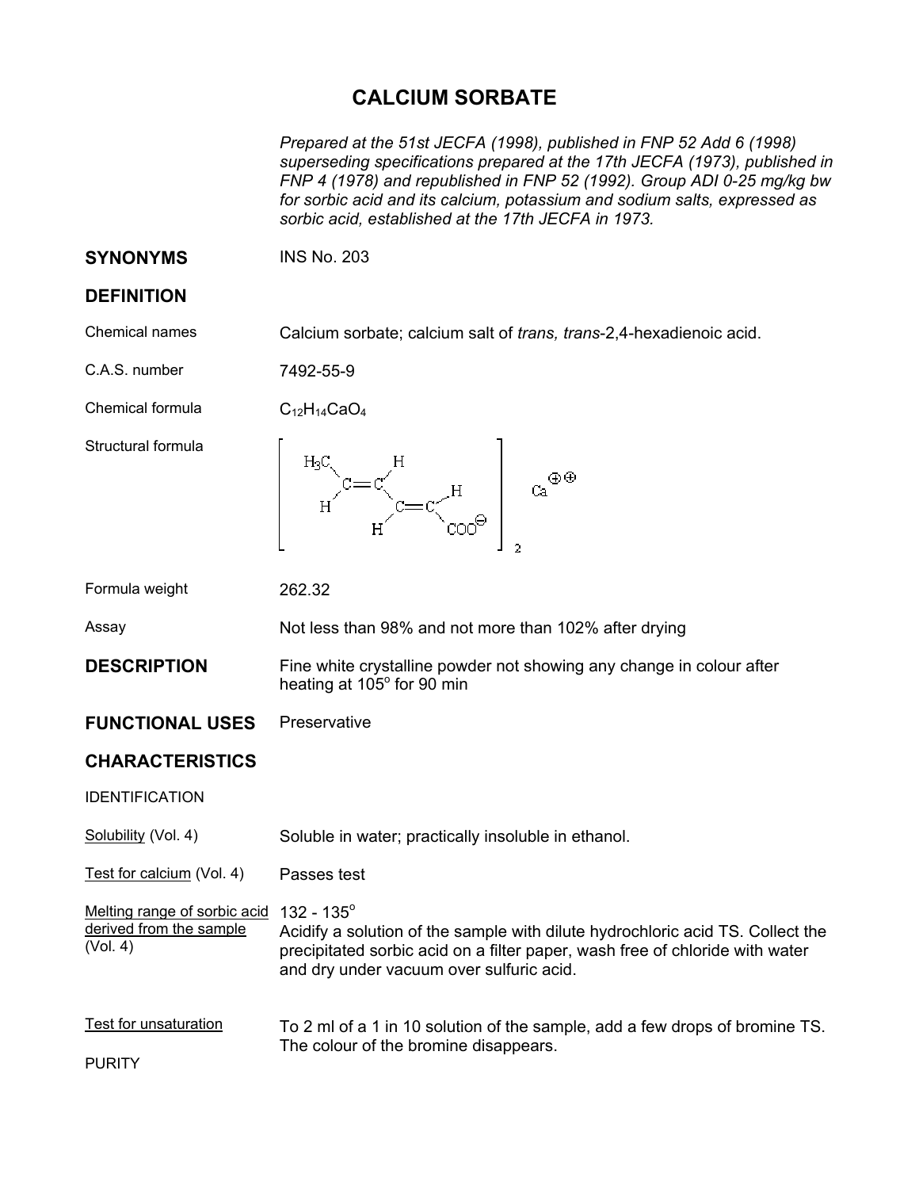# CALCIUM SORBATE

*Prepared at the 51st JECFA (1998), published in FNP 52 Add 6 (1998) superseding specifications prepared at the 17th JECFA (1973), published in FNP 4 (1978) and republished in FNP 52 (1992). Group ADI 0-25 mg/kg bw for sorbic acid and its calcium, potassium and sodium salts, expressed as sorbic acid, established at the 17th JECFA in 1973.*

## SYNONYMS

INS No. 203

## DEFINITION

**Chemical names:** Calcium sorbate; calcium salt of *trans, trans*-2,4-hexadienoic acid.

**C.A.S. number:** 7492-55-9

**Chemical formula:** $C_{12}H_{14}CaO_4$

**Structural formula:** $[H_3C-CH=CH-CH=CH-COO^{\ominus}]_2\ Ca^{\oplus\oplus}$

**Formula weight:** 262.32

**Assay:** Not less than 98% and not more than 102% after drying

## DESCRIPTION

Fine white crystalline powder not showing any change in colour after heating at 105° for 90 min

## FUNCTIONAL USES

Preservative

## CHARACTERISTICS

### IDENTIFICATION

**Solubility (Vol. 4):** Soluble in water; practically insoluble in ethanol.

**Test for calcium (Vol. 4):** Passes test

**Melting range of sorbic acid derived from the sample (Vol. 4):** 132 - 135°
Acidify a solution of the sample with dilute hydrochloric acid TS. Collect the precipitated sorbic acid on a filter paper, wash free of chloride with water and dry under vacuum over sulfuric acid.

**Test for unsaturation:** To 2 ml of a 1 in 10 solution of the sample, add a few drops of bromine TS. The colour of the bromine disappears.

### PURITY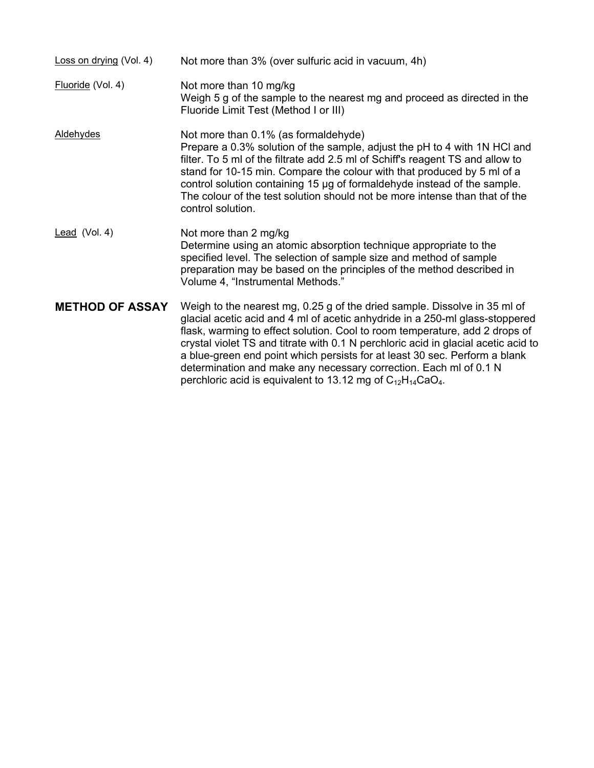Loss on drying (Vol. 4) Not more than 3% (over sulfuric acid in vacuum, 4h)

Fluoride (Vol. 4) Not more than 10 mg/kg
Weigh 5 g of the sample to the nearest mg and proceed as directed in the Fluoride Limit Test (Method I or III)

Aldehydes Not more than 0.1% (as formaldehyde)
Prepare a 0.3% solution of the sample, adjust the pH to 4 with 1N HCl and filter. To 5 ml of the filtrate add 2.5 ml of Schiff's reagent TS and allow to stand for 10-15 min. Compare the colour with that produced by 5 ml of a control solution containing 15 µg of formaldehyde instead of the sample. The colour of the test solution should not be more intense than that of the control solution.

Lead (Vol. 4) Not more than 2 mg/kg
Determine using an atomic absorption technique appropriate to the specified level. The selection of sample size and method of sample preparation may be based on the principles of the method described in Volume 4, "Instrumental Methods."

**METHOD OF ASSAY** Weigh to the nearest mg, 0.25 g of the dried sample. Dissolve in 35 ml of glacial acetic acid and 4 ml of acetic anhydride in a 250-ml glass-stoppered flask, warming to effect solution. Cool to room temperature, add 2 drops of crystal violet TS and titrate with 0.1 N perchloric acid in glacial acetic acid to a blue-green end point which persists for at least 30 sec. Perform a blank determination and make any necessary correction. Each ml of 0.1 N perchloric acid is equivalent to 13.12 mg of $C_{12}H_{14}CaO_4$.